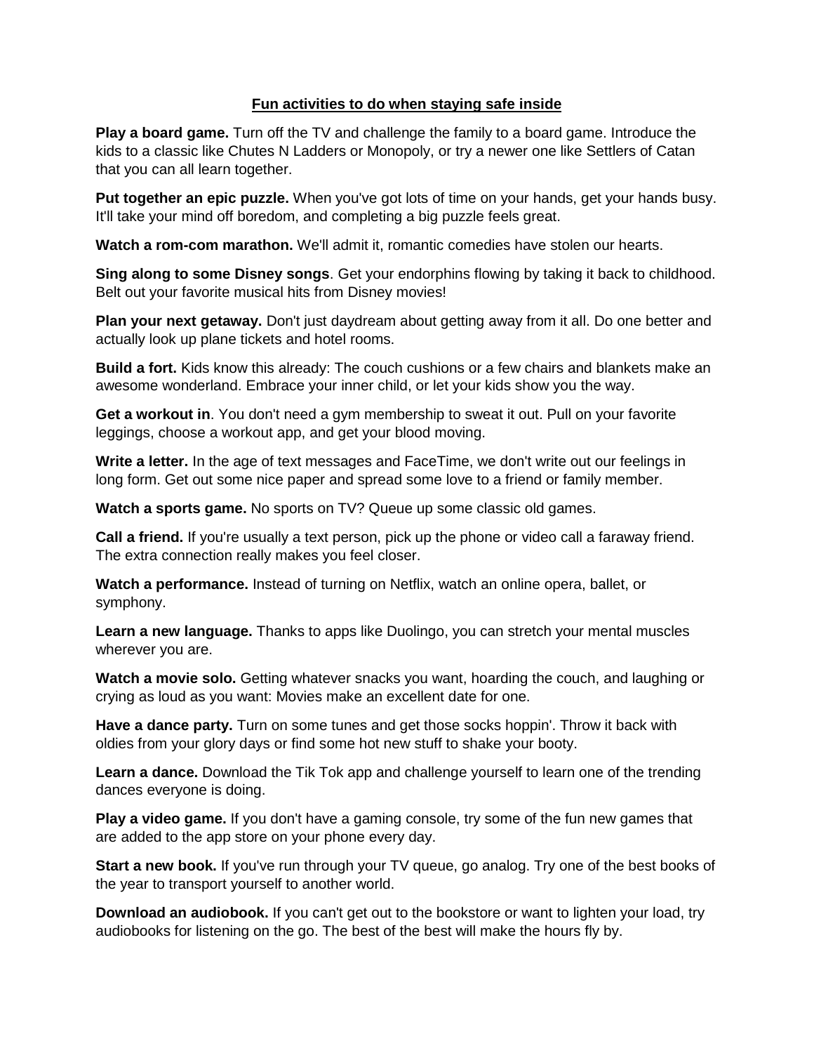# Fun activities to do when staying safe inside

**Play a board game.** Turn off the TV and challenge the family to a board game. Introduce the kids to a classic like Chutes N Ladders or Monopoly, or try a newer one like Settlers of Catan that you can all learn together.

**Put together an epic puzzle.** When you've got lots of time on your hands, get your hands busy. It'll take your mind off boredom, and completing a big puzzle feels great.

**Watch a rom-com marathon.** We'll admit it, romantic comedies have stolen our hearts.

**Sing along to some Disney songs**. Get your endorphins flowing by taking it back to childhood. Belt out your favorite musical hits from Disney movies!

**Plan your next getaway.** Don't just daydream about getting away from it all. Do one better and actually look up plane tickets and hotel rooms.

**Build a fort.** Kids know this already: The couch cushions or a few chairs and blankets make an awesome wonderland. Embrace your inner child, or let your kids show you the way.

**Get a workout in**. You don't need a gym membership to sweat it out. Pull on your favorite leggings, choose a workout app, and get your blood moving.

**Write a letter.** In the age of text messages and FaceTime, we don't write out our feelings in long form. Get out some nice paper and spread some love to a friend or family member.

**Watch a sports game.** No sports on TV? Queue up some classic old games.

**Call a friend.** If you're usually a text person, pick up the phone or video call a faraway friend. The extra connection really makes you feel closer.

**Watch a performance.** Instead of turning on Netflix, watch an online opera, ballet, or symphony.

**Learn a new language.** Thanks to apps like Duolingo, you can stretch your mental muscles wherever you are.

**Watch a movie solo.** Getting whatever snacks you want, hoarding the couch, and laughing or crying as loud as you want: Movies make an excellent date for one.

**Have a dance party.** Turn on some tunes and get those socks hoppin'. Throw it back with oldies from your glory days or find some hot new stuff to shake your booty.

**Learn a dance.** Download the Tik Tok app and challenge yourself to learn one of the trending dances everyone is doing.

**Play a video game.** If you don't have a gaming console, try some of the fun new games that are added to the app store on your phone every day.

**Start a new book.** If you've run through your TV queue, go analog. Try one of the best books of the year to transport yourself to another world.

**Download an audiobook.** If you can't get out to the bookstore or want to lighten your load, try audiobooks for listening on the go. The best of the best will make the hours fly by.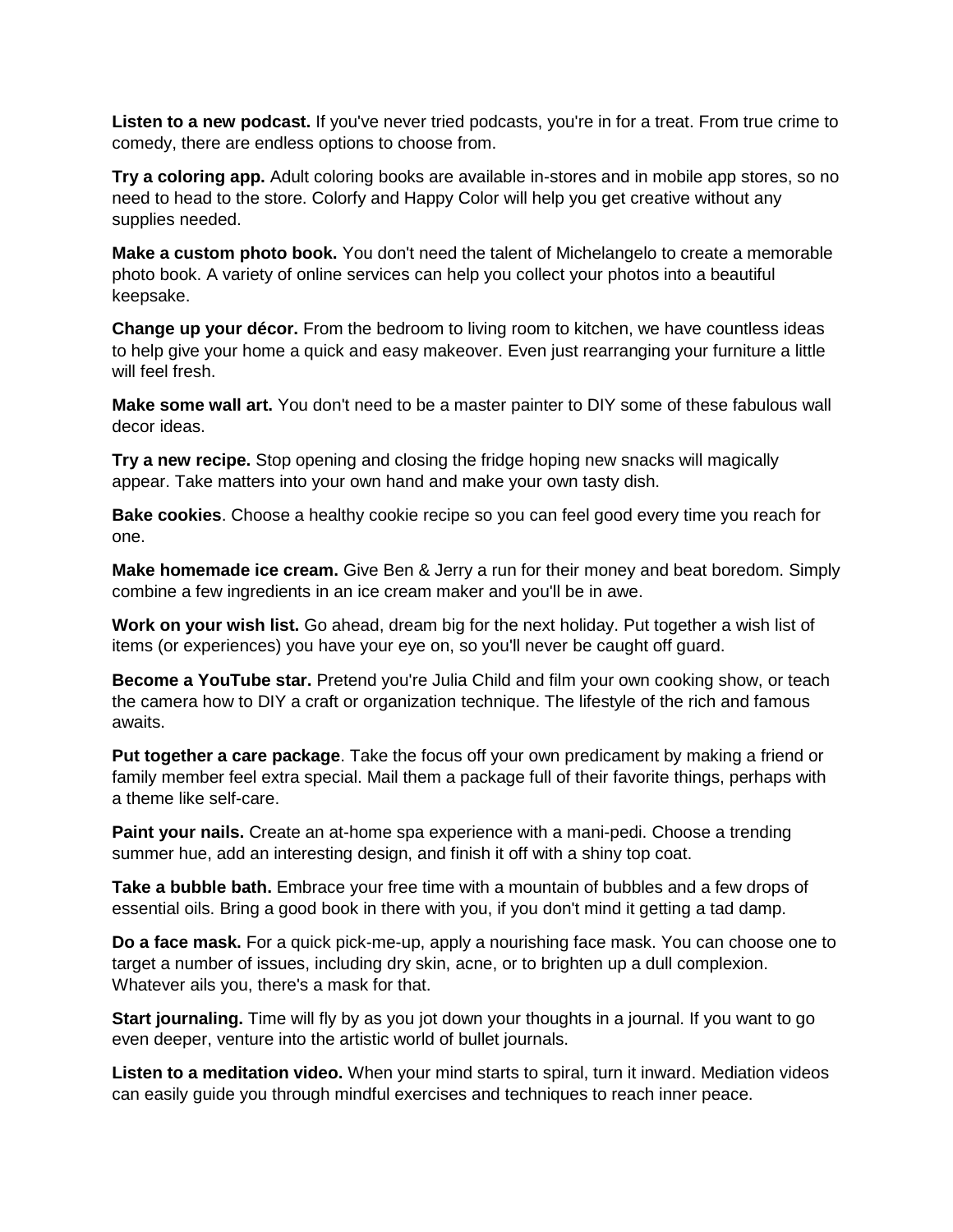**Listen to a new podcast.** If you've never tried podcasts, you're in for a treat. From true crime to comedy, there are endless options to choose from.

**Try a coloring app.** Adult coloring books are available in-stores and in mobile app stores, so no need to head to the store. Colorfy and Happy Color will help you get creative without any supplies needed.

**Make a custom photo book.** You don't need the talent of Michelangelo to create a memorable photo book. A variety of online services can help you collect your photos into a beautiful keepsake.

**Change up your décor.** From the bedroom to living room to kitchen, we have countless ideas to help give your home a quick and easy makeover. Even just rearranging your furniture a little will feel fresh.

**Make some wall art.** You don't need to be a master painter to DIY some of these fabulous wall decor ideas.

**Try a new recipe.** Stop opening and closing the fridge hoping new snacks will magically appear. Take matters into your own hand and make your own tasty dish.

**Bake cookies**. Choose a healthy cookie recipe so you can feel good every time you reach for one.

**Make homemade ice cream.** Give Ben & Jerry a run for their money and beat boredom. Simply combine a few ingredients in an ice cream maker and you'll be in awe.

**Work on your wish list.** Go ahead, dream big for the next holiday. Put together a wish list of items (or experiences) you have your eye on, so you'll never be caught off guard.

**Become a YouTube star.** Pretend you're Julia Child and film your own cooking show, or teach the camera how to DIY a craft or organization technique. The lifestyle of the rich and famous awaits.

**Put together a care package**. Take the focus off your own predicament by making a friend or family member feel extra special. Mail them a package full of their favorite things, perhaps with a theme like self-care.

**Paint your nails.** Create an at-home spa experience with a mani-pedi. Choose a trending summer hue, add an interesting design, and finish it off with a shiny top coat.

**Take a bubble bath.** Embrace your free time with a mountain of bubbles and a few drops of essential oils. Bring a good book in there with you, if you don't mind it getting a tad damp.

**Do a face mask.** For a quick pick-me-up, apply a nourishing face mask. You can choose one to target a number of issues, including dry skin, acne, or to brighten up a dull complexion. Whatever ails you, there's a mask for that.

**Start journaling.** Time will fly by as you jot down your thoughts in a journal. If you want to go even deeper, venture into the artistic world of bullet journals.

**Listen to a meditation video.** When your mind starts to spiral, turn it inward. Mediation videos can easily guide you through mindful exercises and techniques to reach inner peace.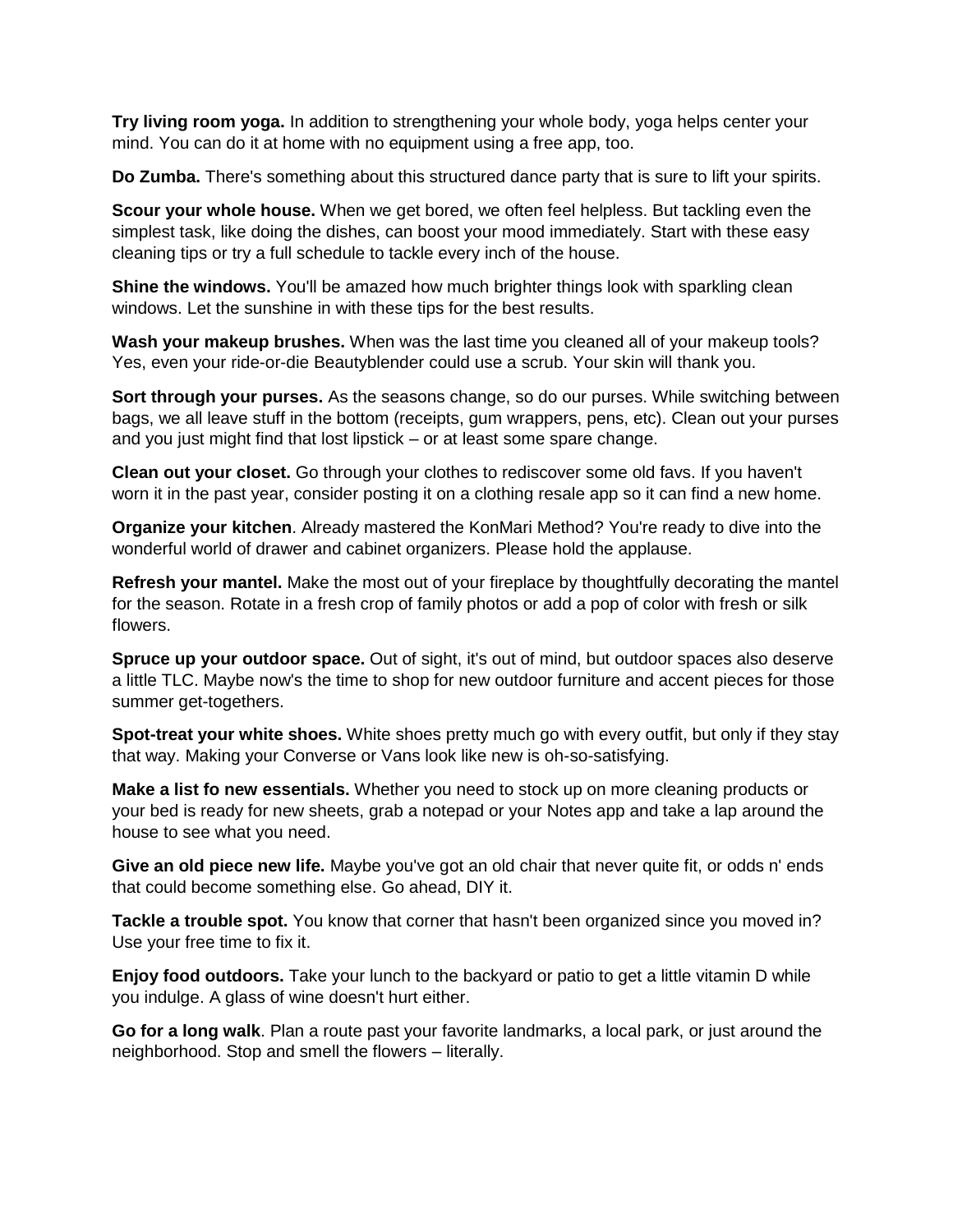**Try living room yoga.** In addition to strengthening your whole body, yoga helps center your mind. You can do it at home with no equipment using a free app, too.

**Do Zumba.** There's something about this structured dance party that is sure to lift your spirits.

**Scour your whole house.** When we get bored, we often feel helpless. But tackling even the simplest task, like doing the dishes, can boost your mood immediately. Start with these easy cleaning tips or try a full schedule to tackle every inch of the house.

**Shine the windows.** You'll be amazed how much brighter things look with sparkling clean windows. Let the sunshine in with these tips for the best results.

**Wash your makeup brushes.** When was the last time you cleaned all of your makeup tools? Yes, even your ride-or-die Beautyblender could use a scrub. Your skin will thank you.

**Sort through your purses.** As the seasons change, so do our purses. While switching between bags, we all leave stuff in the bottom (receipts, gum wrappers, pens, etc). Clean out your purses and you just might find that lost lipstick – or at least some spare change.

**Clean out your closet.** Go through your clothes to rediscover some old favs. If you haven't worn it in the past year, consider posting it on a clothing resale app so it can find a new home.

**Organize your kitchen**. Already mastered the KonMari Method? You're ready to dive into the wonderful world of drawer and cabinet organizers. Please hold the applause.

**Refresh your mantel.** Make the most out of your fireplace by thoughtfully decorating the mantel for the season. Rotate in a fresh crop of family photos or add a pop of color with fresh or silk flowers.

**Spruce up your outdoor space.** Out of sight, it's out of mind, but outdoor spaces also deserve a little TLC. Maybe now's the time to shop for new outdoor furniture and accent pieces for those summer get-togethers.

**Spot-treat your white shoes.** White shoes pretty much go with every outfit, but only if they stay that way. Making your Converse or Vans look like new is oh-so-satisfying.

**Make a list fo new essentials.** Whether you need to stock up on more cleaning products or your bed is ready for new sheets, grab a notepad or your Notes app and take a lap around the house to see what you need.

**Give an old piece new life.** Maybe you've got an old chair that never quite fit, or odds n' ends that could become something else. Go ahead, DIY it.

**Tackle a trouble spot.** You know that corner that hasn't been organized since you moved in? Use your free time to fix it.

**Enjoy food outdoors.** Take your lunch to the backyard or patio to get a little vitamin D while you indulge. A glass of wine doesn't hurt either.

**Go for a long walk**. Plan a route past your favorite landmarks, a local park, or just around the neighborhood. Stop and smell the flowers – literally.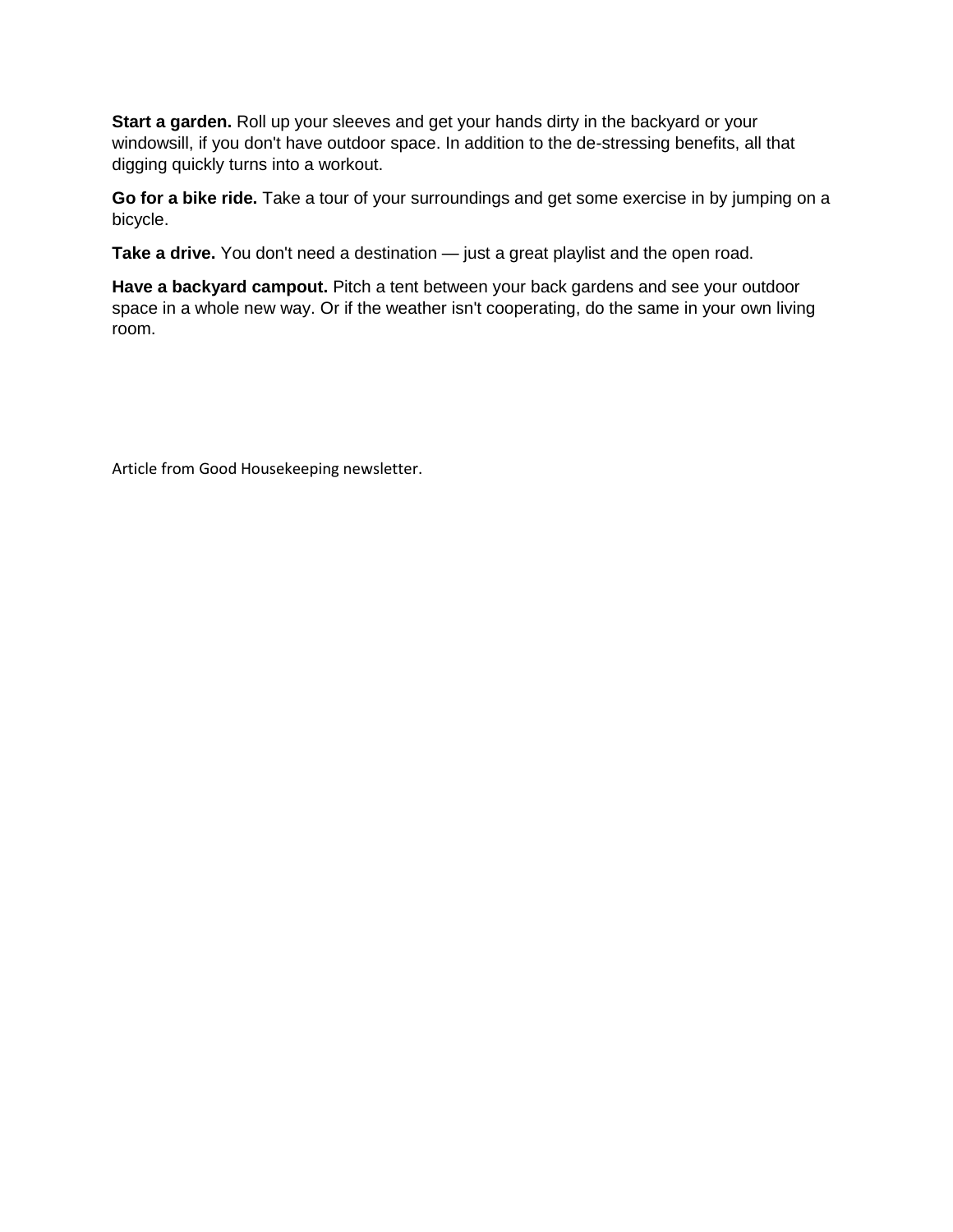**Start a garden.** Roll up your sleeves and get your hands dirty in the backyard or your windowsill, if you don't have outdoor space. In addition to the de-stressing benefits, all that digging quickly turns into a workout.

**Go for a bike ride.** Take a tour of your surroundings and get some exercise in by jumping on a bicycle.

**Take a drive.** You don't need a destination — just a great playlist and the open road.

**Have a backyard campout.** Pitch a tent between your back gardens and see your outdoor space in a whole new way. Or if the weather isn't cooperating, do the same in your own living room.

Article from Good Housekeeping newsletter.